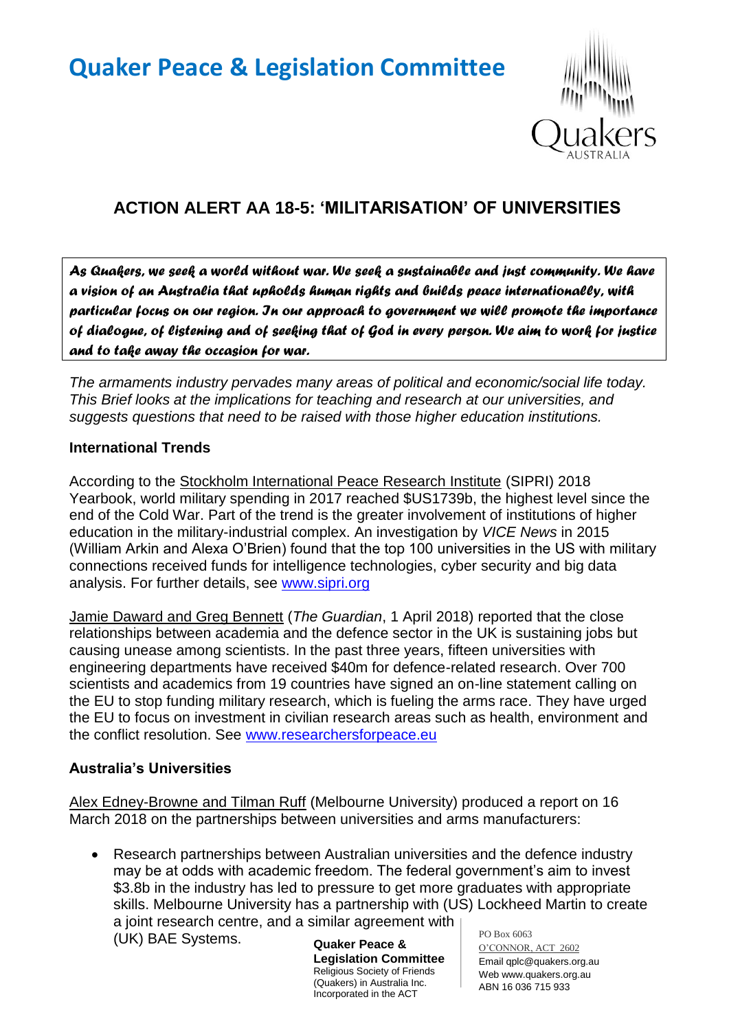# Quaker Peace & Legislation Committee

## ACTION ALERT AA 18-5: 'MILITARISATION' OF UNIVERSITIES

*As Quakers, we seek a world without war. We seek a sustainable and just community. We have a vision of an Australia that upholds human rights and builds peace internationally, with particular focus on our region. In our approach to government we will promote the importance of dialogue, of listening and of seeking that of God in every person. We aim to work for justice and to take away the occasion for war.*

*The armaments industry pervades many areas of political and economic/social life today. This Brief looks at the implications for teaching and research at our universities, and suggests questions that need to be raised with those higher education institutions.*

### International Trends

According to the Stockholm International Peace Research Institute (SIPRI) 2018 Yearbook, world military spending in 2017 reached $US1739b, the highest level since the end of the Cold War. Part of the trend is the greater involvement of institutions of higher education in the military-industrial complex. An investigation by *VICE News* in 2015 (William Arkin and Alexa O'Brien) found that the top 100 universities in the US with military connections received funds for intelligence technologies, cyber security and big data analysis. For further details, see www.sipri.org

Jamie Daward and Greg Bennett (*The Guardian*, 1 April 2018) reported that the close relationships between academia and the defence sector in the UK is sustaining jobs but causing unease among scientists. In the past three years, fifteen universities with engineering departments have received $40m for defence-related research. Over 700 scientists and academics from 19 countries have signed an on-line statement calling on the EU to stop funding military research, which is fueling the arms race. They have urged the EU to focus on investment in civilian research areas such as health, environment and the conflict resolution. See www.researchersforpeace.eu

### Australia's Universities

Alex Edney-Browne and Tilman Ruff (Melbourne University) produced a report on 16 March 2018 on the partnerships between universities and arms manufacturers:

- Research partnerships between Australian universities and the defence industry may be at odds with academic freedom. The federal government's aim to invest $3.8b in the industry has led to pressure to get more graduates with appropriate skills. Melbourne University has a partnership with (US) Lockheed Martin to create a joint research centre, and a similar agreement with (UK) BAE Systems.

**Quaker Peace & Legislation Committee**
Religious Society of Friends (Quakers) in Australia Inc.
Incorporated in the ACT

PO Box 6063
O'CONNOR, ACT 2602
Email qplc@quakers.org.au
Web www.quakers.org.au
ABN 16 036 715 933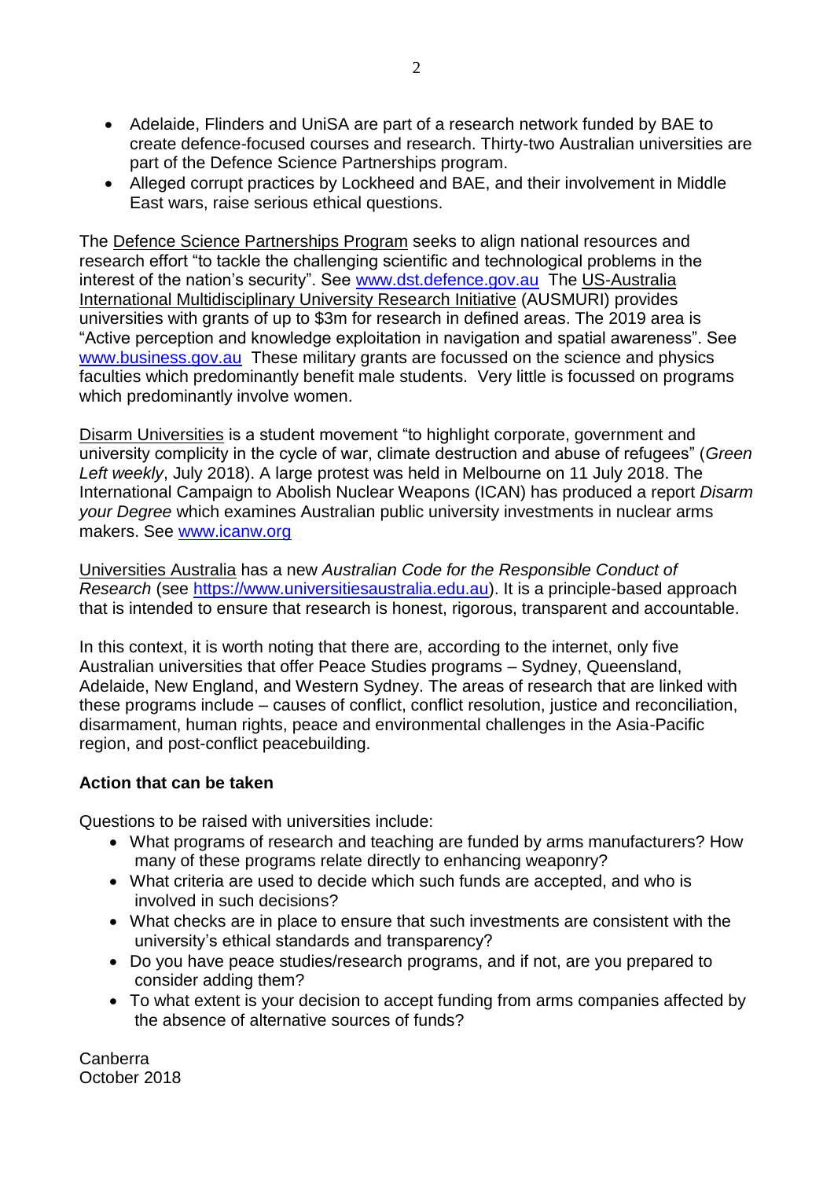- Adelaide, Flinders and UniSA are part of a research network funded by BAE to create defence-focused courses and research. Thirty-two Australian universities are part of the Defence Science Partnerships program.
- Alleged corrupt practices by Lockheed and BAE, and their involvement in Middle East wars, raise serious ethical questions.

The Defence Science Partnerships Program seeks to align national resources and research effort "to tackle the challenging scientific and technological problems in the interest of the nation's security". See www.dst.defence.gov.au The US-Australia International Multidisciplinary University Research Initiative (AUSMURI) provides universities with grants of up to $3m for research in defined areas. The 2019 area is "Active perception and knowledge exploitation in navigation and spatial awareness". See www.business.gov.au These military grants are focussed on the science and physics faculties which predominantly benefit male students. Very little is focussed on programs which predominantly involve women.

Disarm Universities is a student movement "to highlight corporate, government and university complicity in the cycle of war, climate destruction and abuse of refugees" (*Green Left weekly*, July 2018). A large protest was held in Melbourne on 11 July 2018. The International Campaign to Abolish Nuclear Weapons (ICAN) has produced a report *Disarm your Degree* which examines Australian public university investments in nuclear arms makers. See www.icanw.org

Universities Australia has a new *Australian Code for the Responsible Conduct of Research* (see https://www.universitiesaustralia.edu.au). It is a principle-based approach that is intended to ensure that research is honest, rigorous, transparent and accountable.

In this context, it is worth noting that there are, according to the internet, only five Australian universities that offer Peace Studies programs – Sydney, Queensland, Adelaide, New England, and Western Sydney. The areas of research that are linked with these programs include – causes of conflict, conflict resolution, justice and reconciliation, disarmament, human rights, peace and environmental challenges in the Asia-Pacific region, and post-conflict peacebuilding.

**Action that can be taken**

Questions to be raised with universities include:

- What programs of research and teaching are funded by arms manufacturers? How many of these programs relate directly to enhancing weaponry?
- What criteria are used to decide which such funds are accepted, and who is involved in such decisions?
- What checks are in place to ensure that such investments are consistent with the university's ethical standards and transparency?
- Do you have peace studies/research programs, and if not, are you prepared to consider adding them?
- To what extent is your decision to accept funding from arms companies affected by the absence of alternative sources of funds?

Canberra
October 2018